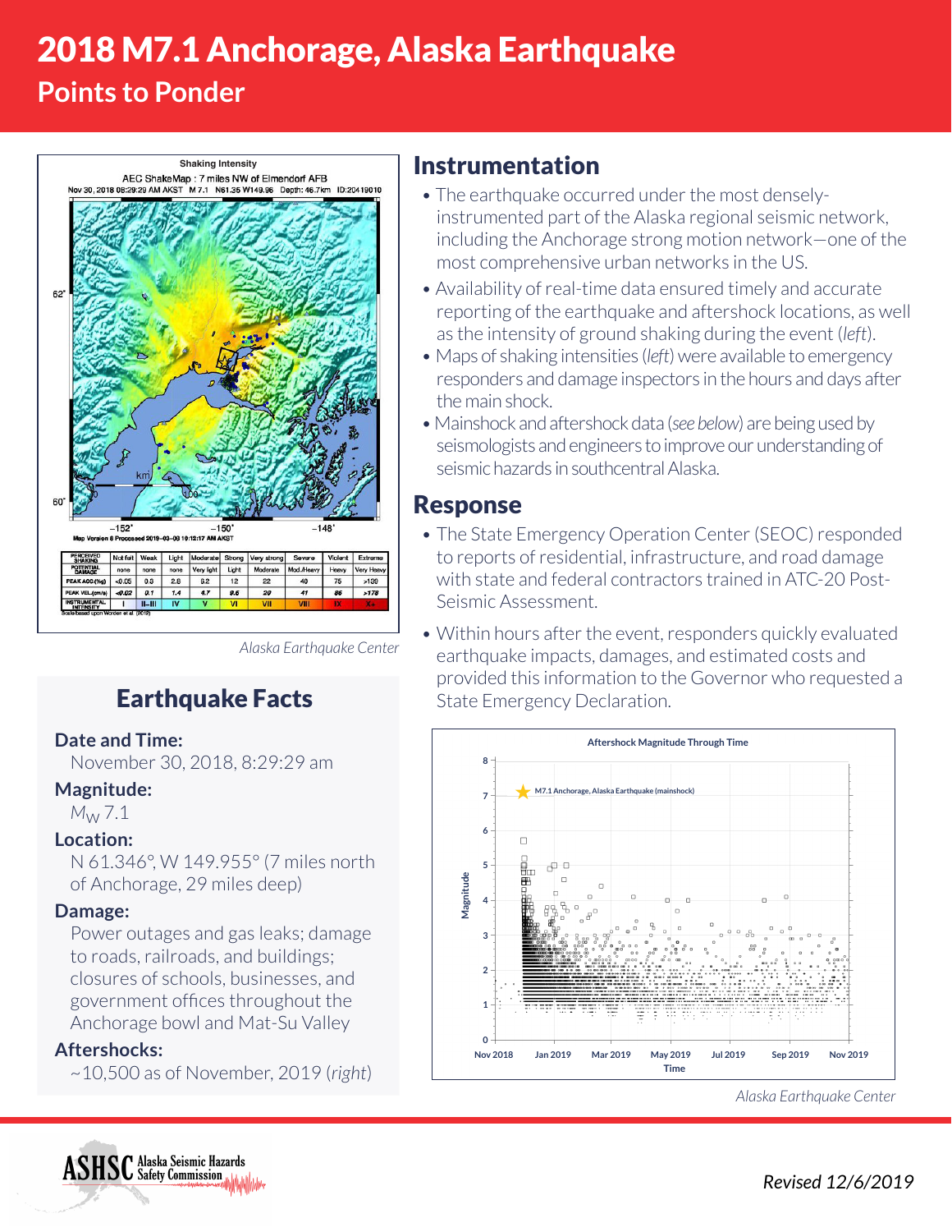# 2018 M7.1 Anchorage, Alaska Earthquake

## Points to Ponder

*Alaska Earthquake Center*

## Earthquake Facts

**Date and Time:**
November 30, 2018, 8:29:29 am

**Magnitude:**
$M_W$ 7.1

**Location:**
N 61.346°, W 149.955° (7 miles north of Anchorage, 29 miles deep)

**Damage:**
Power outages and gas leaks; damage to roads, railroads, and buildings; closures of schools, businesses, and government offices throughout the Anchorage bowl and Mat-Su Valley

**Aftershocks:**
~10,500 as of November, 2019 (*right*)

## Instrumentation

- The earthquake occurred under the most densely-instrumented part of the Alaska regional seismic network, including the Anchorage strong motion network—one of the most comprehensive urban networks in the US.
- Availability of real-time data ensured timely and accurate reporting of the earthquake and aftershock locations, as well as the intensity of ground shaking during the event (*left*).
- Maps of shaking intensities (*left*) were available to emergency responders and damage inspectors in the hours and days after the main shock.
- Mainshock and aftershock data (*see below*) are being used by seismologists and engineers to improve our understanding of seismic hazards in southcentral Alaska.

## Response

- The State Emergency Operation Center (SEOC) responded to reports of residential, infrastructure, and road damage with state and federal contractors trained in ATC-20 Post-Seismic Assessment.
- Within hours after the event, responders quickly evaluated earthquake impacts, damages, and estimated costs and provided this information to the Governor who requested a State Emergency Declaration.

*Alaska Earthquake Center*

*Revised 12/6/2019*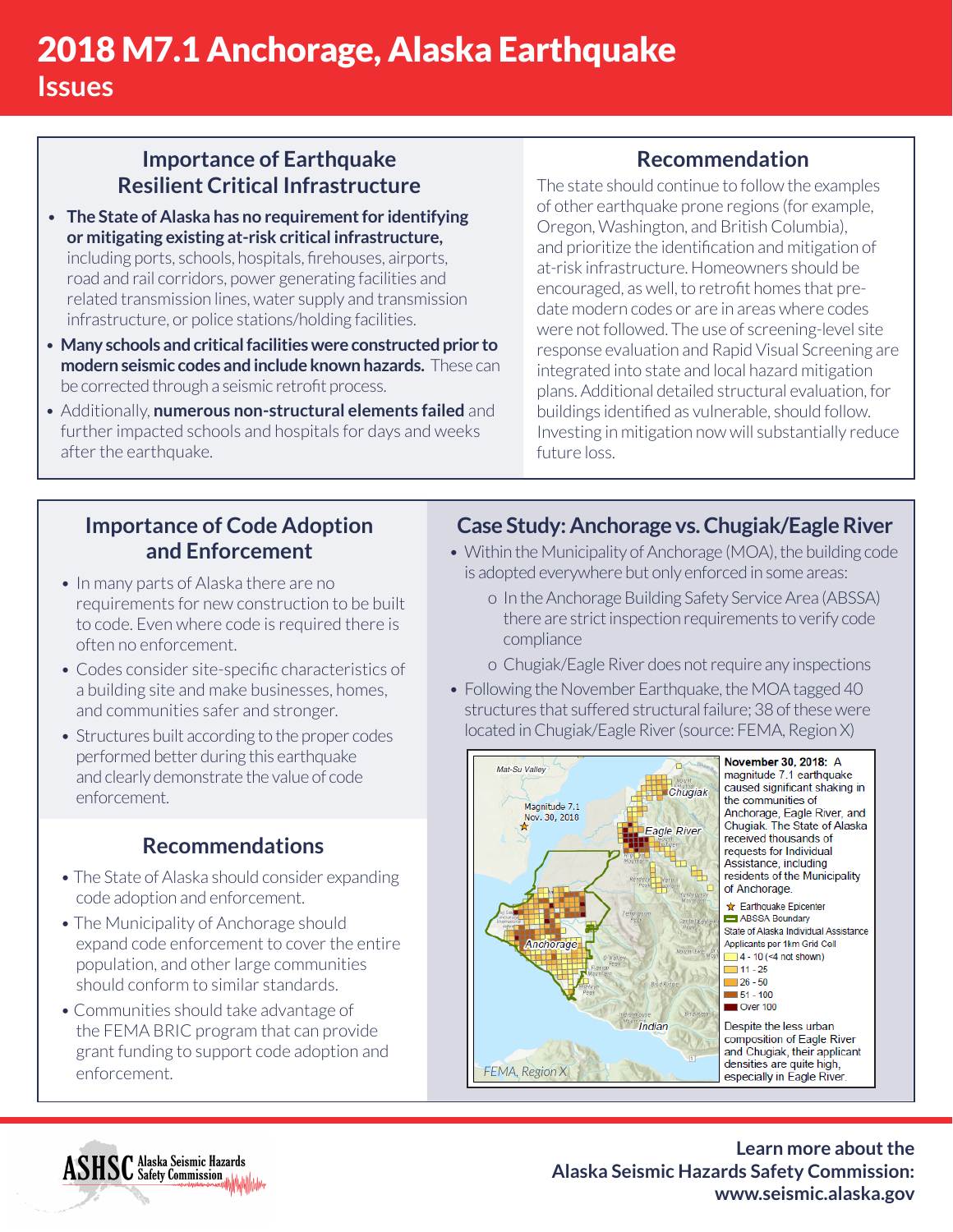# 2018 M7.1 Anchorage, Alaska Earthquake

## Issues

### Importance of Earthquake Resilient Critical Infrastructure

- **The State of Alaska has no requirement for identifying or mitigating existing at-risk critical infrastructure,** including ports, schools, hospitals, firehouses, airports, road and rail corridors, power generating facilities and related transmission lines, water supply and transmission infrastructure, or police stations/holding facilities.
- **Many schools and critical facilities were constructed prior to modern seismic codes and include known hazards.** These can be corrected through a seismic retrofit process.
- Additionally, **numerous non-structural elements failed** and further impacted schools and hospitals for days and weeks after the earthquake.

### Recommendation

The state should continue to follow the examples of other earthquake prone regions (for example, Oregon, Washington, and British Columbia), and prioritize the identification and mitigation of at-risk infrastructure. Homeowners should be encouraged, as well, to retrofit homes that pre-date modern codes or are in areas where codes were not followed. The use of screening-level site response evaluation and Rapid Visual Screening are integrated into state and local hazard mitigation plans. Additional detailed structural evaluation, for buildings identified as vulnerable, should follow. Investing in mitigation now will substantially reduce future loss.

### Importance of Code Adoption and Enforcement

- In many parts of Alaska there are no requirements for new construction to be built to code. Even where code is required there is often no enforcement.
- Codes consider site-specific characteristics of a building site and make businesses, homes, and communities safer and stronger.
- Structures built according to the proper codes performed better during this earthquake and clearly demonstrate the value of code enforcement.

### Recommendations

- The State of Alaska should consider expanding code adoption and enforcement.
- The Municipality of Anchorage should expand code enforcement to cover the entire population, and other large communities should conform to similar standards.
- Communities should take advantage of the FEMA BRIC program that can provide grant funding to support code adoption and enforcement.

### Case Study: Anchorage vs. Chugiak/Eagle River

- Within the Municipality of Anchorage (MOA), the building code is adopted everywhere but only enforced in some areas:
  - In the Anchorage Building Safety Service Area (ABSSA) there are strict inspection requirements to verify code compliance
  - Chugiak/Eagle River does not require any inspections
- Following the November Earthquake, the MOA tagged 40 structures that suffered structural failure; 38 of these were located in Chugiak/Eagle River (source: FEMA, Region X)

Mat-Su Valley

Magnitude 7.1
Nov. 30, 2018

Chugiak

Eagle River

Anchorage

Indian

FEMA, Region X

**November 30, 2018:** A magnitude 7.1 earthquake caused significant shaking in the communities of Anchorage, Eagle River, and Chugiak. The State of Alaska received thousands of requests for Individual Assistance, including residents of the Municipality of Anchorage.

Earthquake Epicenter
ABSSA Boundary
State of Alaska Individual Assistance Applicants per 1km Grid Cell
4 - 10 (<4 not shown)
11 - 25
26 - 50
51 - 100
Over 100

Despite the less urban composition of Eagle River and Chugiak, their applicant densities are quite high, especially in Eagle River.

ASHSC Alaska Seismic Hazards Safety Commission

**Learn more about the Alaska Seismic Hazards Safety Commission: www.seismic.alaska.gov**